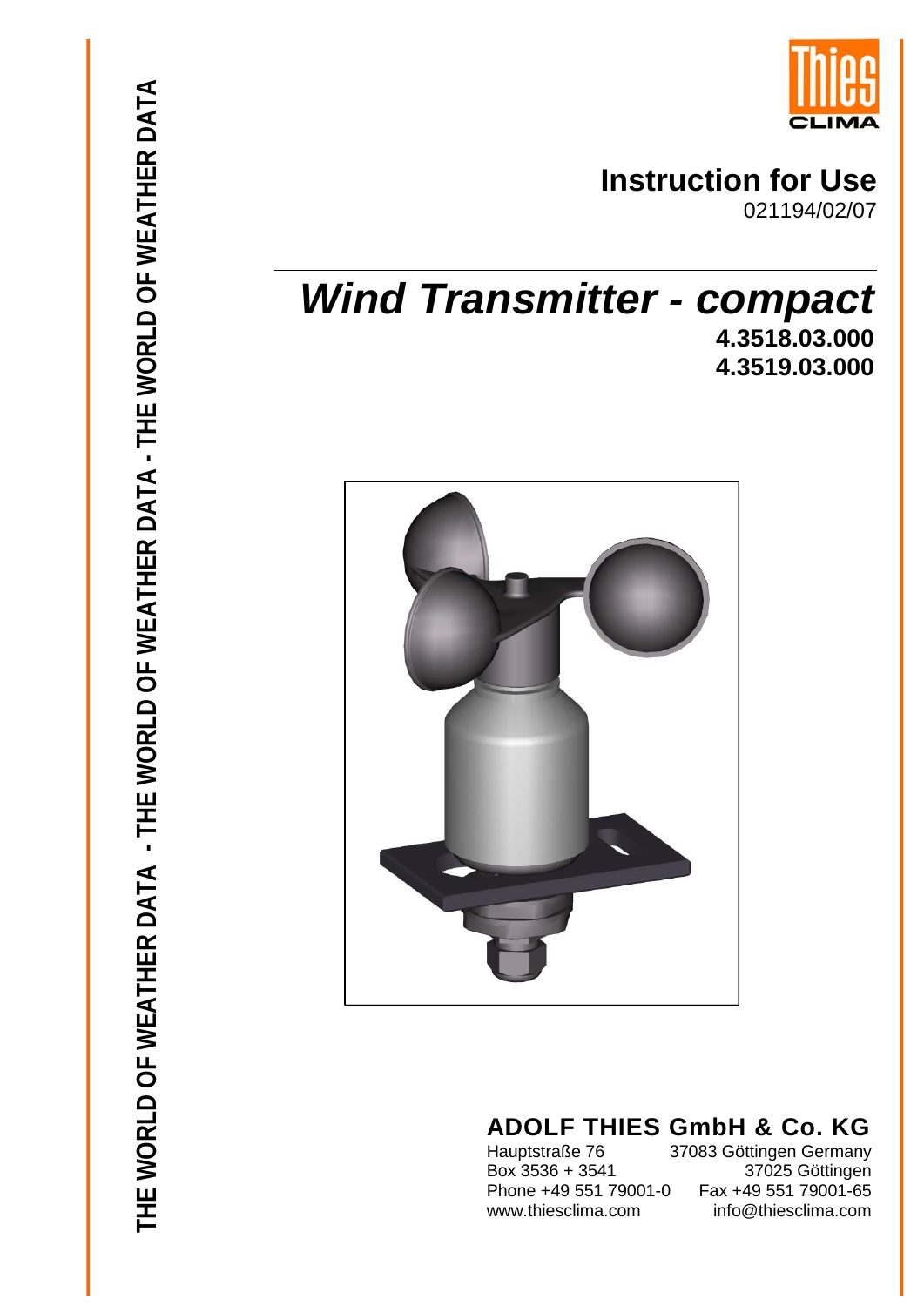THE WORLD OF WEATHER DATA - THE WORLD OF WEATHER DATA - THE WORLD OF WEATHER DATA

Thies CLIMA

**Instruction for Use**

021194/02/07

# *Wind Transmitter - compact*

**4.3518.03.000**
**4.3519.03.000**

**ADOLF THIES GmbH & Co. KG**

Hauptstraße 76 37083 Göttingen Germany
Box 3536 + 3541 37025 Göttingen
Phone +49 551 79001-0 Fax +49 551 79001-65
www.thiesclima.com info@thiesclima.com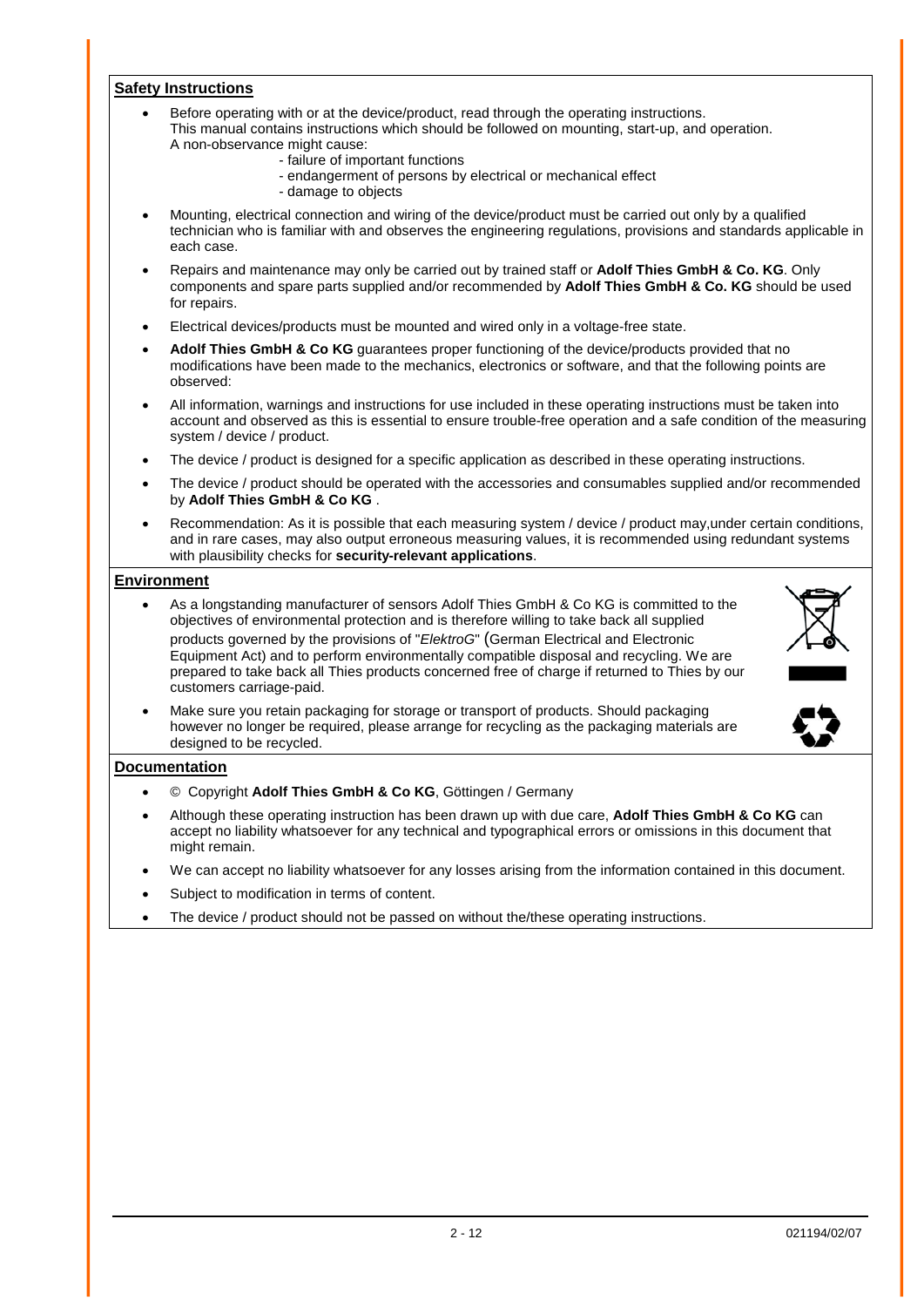## Safety Instructions

- Before operating with or at the device/product, read through the operating instructions.
  This manual contains instructions which should be followed on mounting, start-up, and operation.
  A non-observance might cause:
  - failure of important functions
  - endangerment of persons by electrical or mechanical effect
  - damage to objects
- Mounting, electrical connection and wiring of the device/product must be carried out only by a qualified technician who is familiar with and observes the engineering regulations, provisions and standards applicable in each case.
- Repairs and maintenance may only be carried out by trained staff or **Adolf Thies GmbH & Co. KG**. Only components and spare parts supplied and/or recommended by **Adolf Thies GmbH & Co. KG** should be used for repairs.
- Electrical devices/products must be mounted and wired only in a voltage-free state.
- **Adolf Thies GmbH & Co KG** guarantees proper functioning of the device/products provided that no modifications have been made to the mechanics, electronics or software, and that the following points are observed:
- All information, warnings and instructions for use included in these operating instructions must be taken into account and observed as this is essential to ensure trouble-free operation and a safe condition of the measuring system / device / product.
- The device / product is designed for a specific application as described in these operating instructions.
- The device / product should be operated with the accessories and consumables supplied and/or recommended by **Adolf Thies GmbH & Co KG** .
- Recommendation: As it is possible that each measuring system / device / product may,under certain conditions, and in rare cases, may also output erroneous measuring values, it is recommended using redundant systems with plausibility checks for **security-relevant applications**.

## Environment

- As a longstanding manufacturer of sensors Adolf Thies GmbH & Co KG is committed to the objectives of environmental protection and is therefore willing to take back all supplied products governed by the provisions of "*ElektroG*" (German Electrical and Electronic Equipment Act) and to perform environmentally compatible disposal and recycling. We are prepared to take back all Thies products concerned free of charge if returned to Thies by our customers carriage-paid.
- Make sure you retain packaging for storage or transport of products. Should packaging however no longer be required, please arrange for recycling as the packaging materials are designed to be recycled.

## Documentation

- © Copyright **Adolf Thies GmbH & Co KG**, Göttingen / Germany
- Although these operating instruction has been drawn up with due care, **Adolf Thies GmbH & Co KG** can accept no liability whatsoever for any technical and typographical errors or omissions in this document that might remain.
- We can accept no liability whatsoever for any losses arising from the information contained in this document.
- Subject to modification in terms of content.
- The device / product should not be passed on without the/these operating instructions.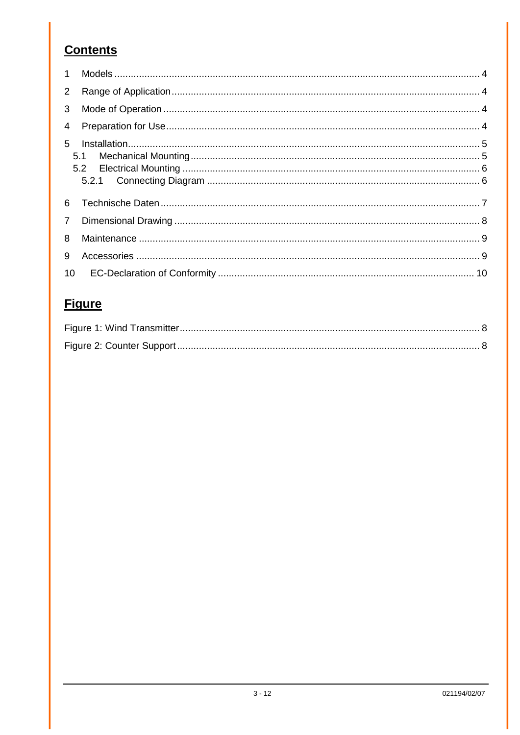## Contents

1 Models ........................................................................................................................ 4

2 Range of Application ................................................................................................... 4

3 Mode of Operation ...................................................................................................... 4

4 Preparation for Use ..................................................................................................... 4

5 Installation .................................................................................................................. 5
   5.1 Mechanical Mounting ............................................................................................ 5
   5.2 Electrical Mounting ............................................................................................... 6
      5.2.1 Connecting Diagram ....................................................................................... 6

6 Technische Daten ....................................................................................................... 7

7 Dimensional Drawing .................................................................................................. 8

8 Maintenance ............................................................................................................... 9

9 Accessories ................................................................................................................ 9

10 EC-Declaration of Conformity ................................................................................. 10

## Figure

Figure 1: Wind Transmitter ............................................................................................. 8

Figure 2: Counter Support ............................................................................................... 8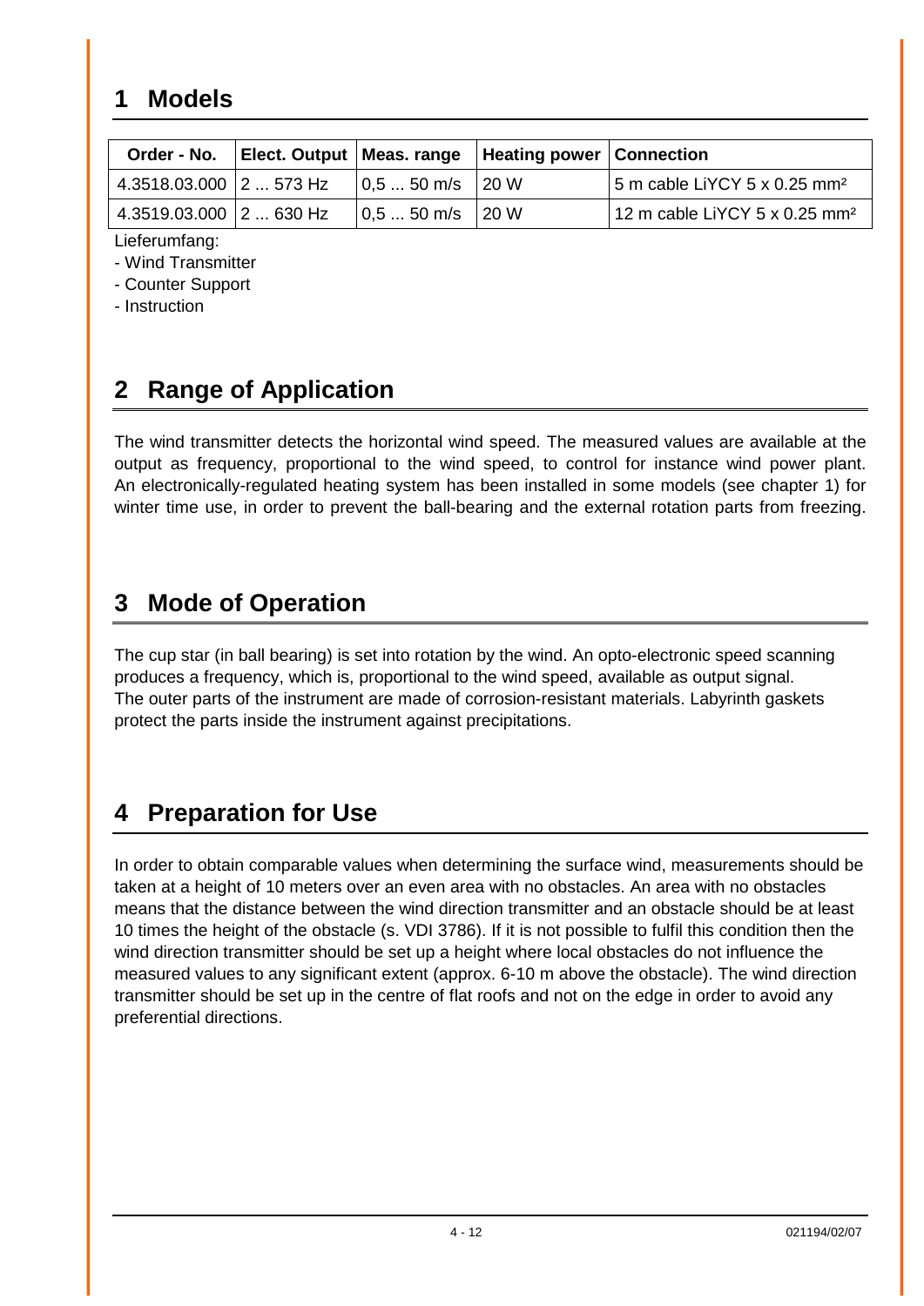# 1 Models

| Order - No. | Elect. Output | Meas. range | Heating power | Connection |
|---|---|---|---|---|
| 4.3518.03.000 | 2 ... 573 Hz | 0,5 ... 50 m/s | 20 W | 5 m cable LiYCY 5 x 0.25 mm² |
| 4.3519.03.000 | 2 ... 630 Hz | 0,5 ... 50 m/s | 20 W | 12 m cable LiYCY 5 x 0.25 mm² |

Lieferumfang:

- Wind Transmitter
- Counter Support
- Instruction

# 2 Range of Application

The wind transmitter detects the horizontal wind speed. The measured values are available at the output as frequency, proportional to the wind speed, to control for instance wind power plant. An electronically-regulated heating system has been installed in some models (see chapter 1) for winter time use, in order to prevent the ball-bearing and the external rotation parts from freezing.

# 3 Mode of Operation

The cup star (in ball bearing) is set into rotation by the wind. An opto-electronic speed scanning produces a frequency, which is, proportional to the wind speed, available as output signal.
The outer parts of the instrument are made of corrosion-resistant materials. Labyrinth gaskets protect the parts inside the instrument against precipitations.

# 4 Preparation for Use

In order to obtain comparable values when determining the surface wind, measurements should be taken at a height of 10 meters over an even area with no obstacles. An area with no obstacles means that the distance between the wind direction transmitter and an obstacle should be at least 10 times the height of the obstacle (s. VDI 3786). If it is not possible to fulfil this condition then the wind direction transmitter should be set up a height where local obstacles do not influence the measured values to any significant extent (approx. 6-10 m above the obstacle). The wind direction transmitter should be set up in the centre of flat roofs and not on the edge in order to avoid any preferential directions.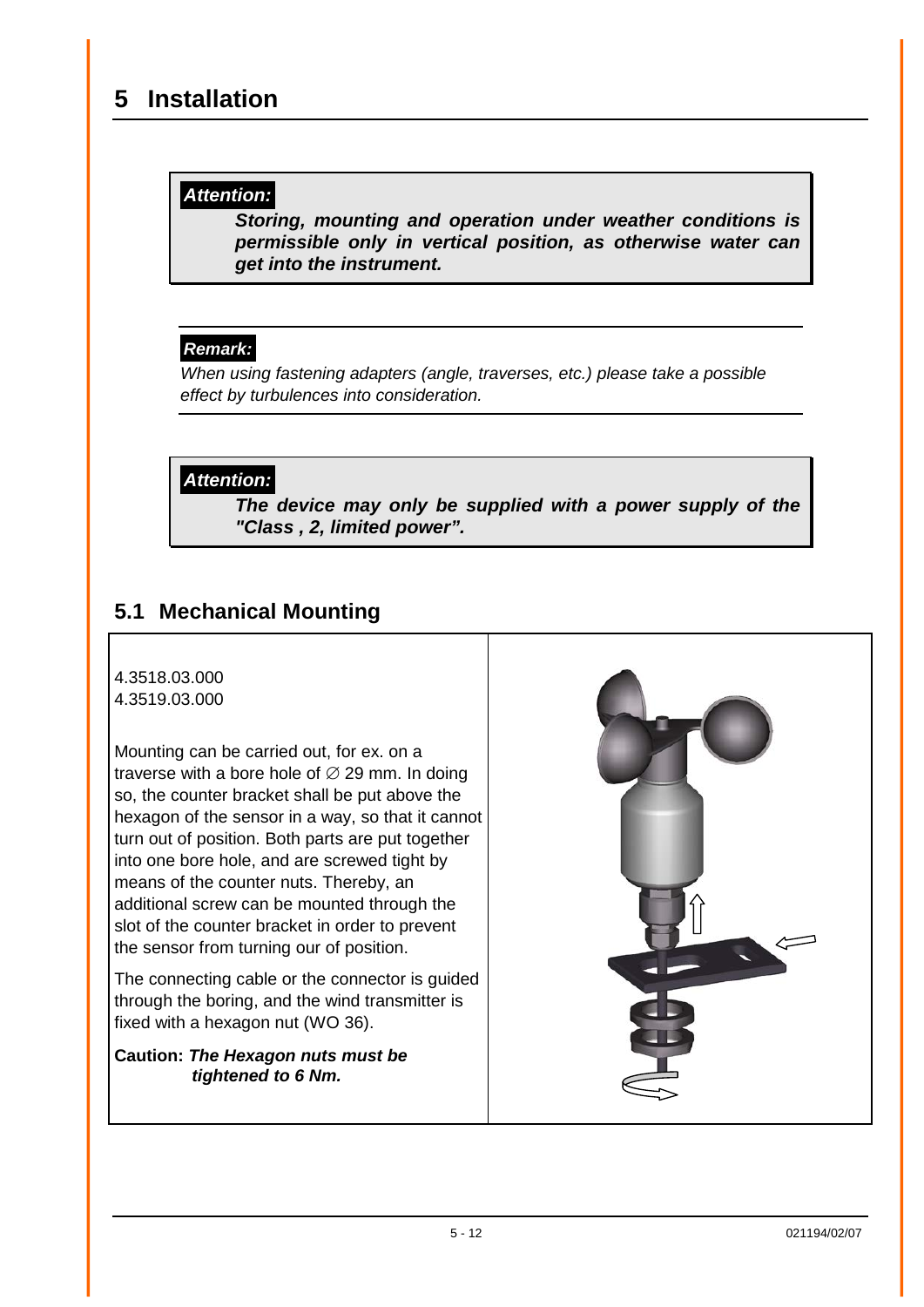# 5 Installation

> ***Attention:***
>
> ***Storing, mounting and operation under weather conditions is permissible only in vertical position, as otherwise water can get into the instrument.***

> ***Remark:***
>
> *When using fastening adapters (angle, traverses, etc.) please take a possible effect by turbulences into consideration.*

> ***Attention:***
>
> ***The device may only be supplied with a power supply of the "Class , 2, limited power".***

## 5.1 Mechanical Mounting

4.3518.03.000
4.3519.03.000

Mounting can be carried out, for ex. on a traverse with a bore hole of ∅ 29 mm. In doing so, the counter bracket shall be put above the hexagon of the sensor in a way, so that it cannot turn out of position. Both parts are put together into one bore hole, and are screwed tight by means of the counter nuts. Thereby, an additional screw can be mounted through the slot of the counter bracket in order to prevent the sensor from turning our of position.

The connecting cable or the connector is guided through the boring, and the wind transmitter is fixed with a hexagon nut (WO 36).

**Caution:** ***The Hexagon nuts must be tightened to 6 Nm.***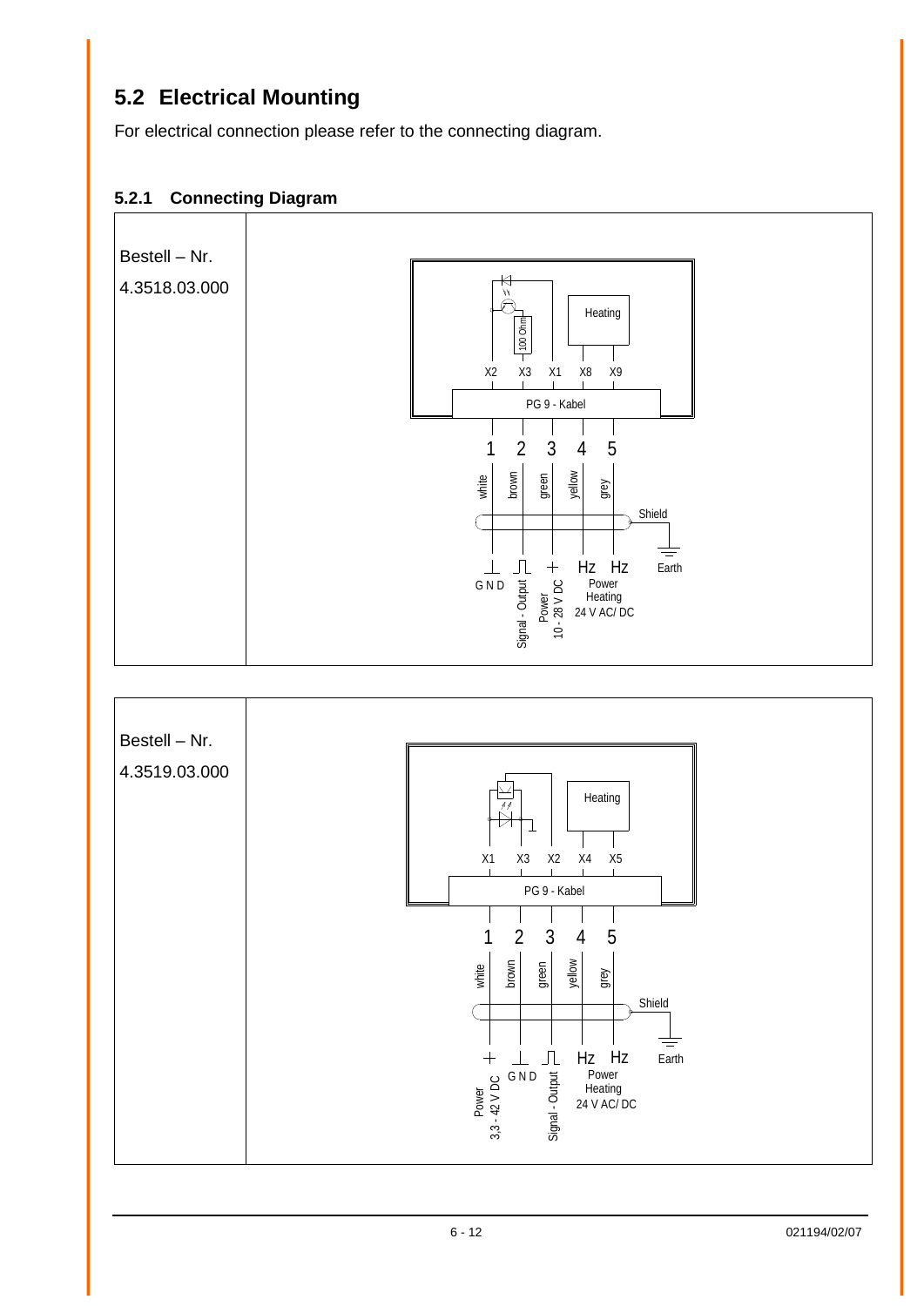## 5.2 Electrical Mounting

For electrical connection please refer to the connecting diagram.

### 5.2.1 Connecting Diagram

| Bestell – Nr. 4.3518.03.000 | |
|---|---|
| | Heating; 100 Ohm; X2 X3 X1 X8 X9; PG 9 - Kabel; 1 2 3 4 5; white brown green yellow grey; Shield; Earth; GND; Signal - Output; + Power 10 - 28 V DC; Hz Hz Power Heating 24 V AC/ DC |

| Bestell – Nr. 4.3519.03.000 | |
|---|---|
| | Heating; X1 X3 X2 X4 X5; PG 9 - Kabel; 1 2 3 4 5; white brown green yellow grey; Shield; Earth; + Power 3,3 - 42 V DC; GND; Signal - Output; Hz Hz Power Heating 24 V AC/ DC |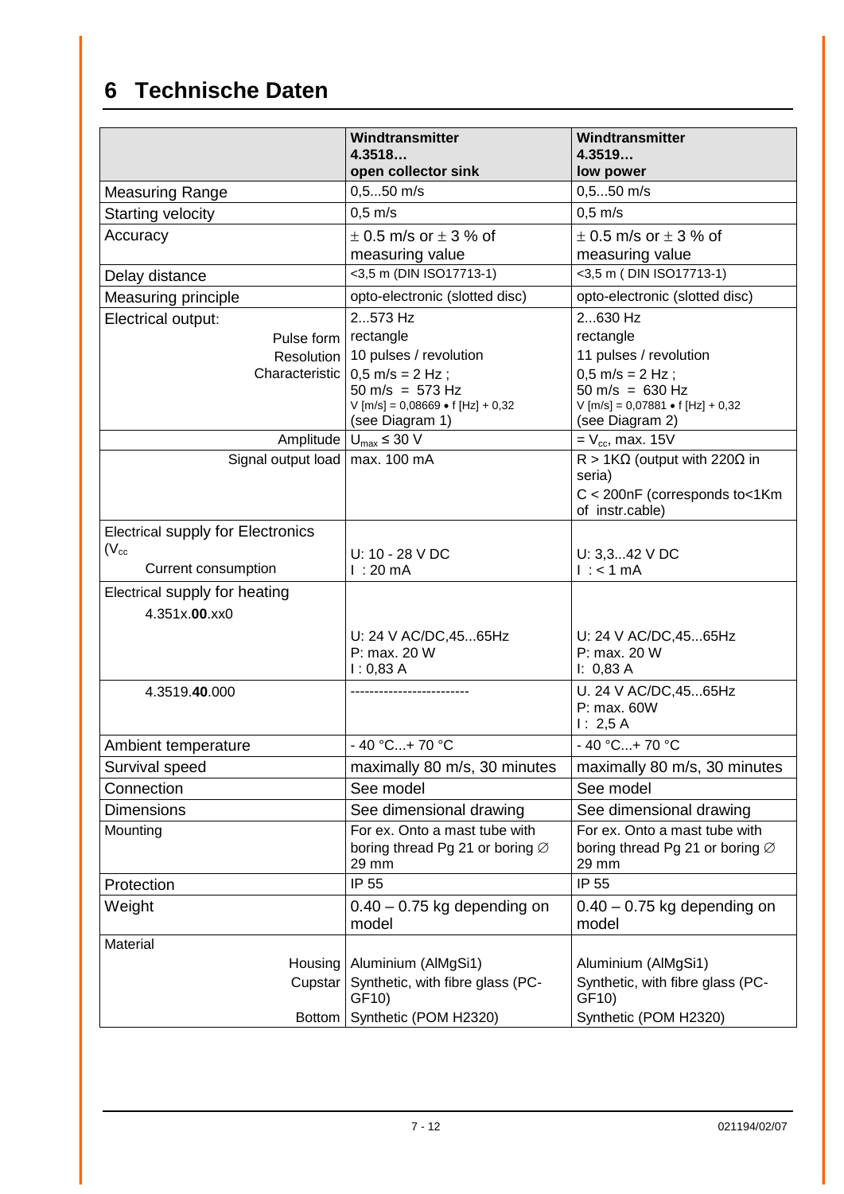# 6 Technische Daten

| | **Windtransmitter 4.3518… open collector sink** | **Windtransmitter 4.3519… low power** |
|---|---|---|
| Measuring Range | 0,5...50 m/s | 0,5...50 m/s |
| Starting velocity | 0,5 m/s | 0,5 m/s |
| Accuracy | ± 0.5 m/s or ± 3 % of measuring value | ± 0.5 m/s or ± 3 % of measuring value |
| Delay distance | <3,5 m (DIN ISO17713-1) | <3,5 m ( DIN ISO17713-1) |
| Measuring principle | opto-electronic (slotted disc) | opto-electronic (slotted disc) |
| Electrical output: | 2...573 Hz | 2...630 Hz |
| Pulse form | rectangle | rectangle |
| Resolution | 10 pulses / revolution | 11 pulses / revolution |
| Characteristic | 0,5 m/s = 2 Hz ; 50 m/s = 573 Hz V [m/s] = 0,08669 • f [Hz] + 0,32 (see Diagram 1) | 0,5 m/s = 2 Hz ; 50 m/s = 630 Hz V [m/s] = 0,07881 • f [Hz] + 0,32 (see Diagram 2) |
| Amplitude | $U_{max} \leq 30$ V | = $V_{cc}$, max. 15V |
| Signal output load | max. 100 mA | R > 1KΩ (output with 220Ω in seria) C < 200nF (corresponds to<1Km of instr.cable) |
| Electrical supply for Electronics ($V_{cc}$) Current consumption | U: 10 - 28 V DC I : 20 mA | U: 3,3...42 V DC I : < 1 mA |
| Electrical supply for heating 4.351x.**00**.xx0 | U: 24 V AC/DC,45...65Hz P: max. 20 W I : 0,83 A | U: 24 V AC/DC,45...65Hz P: max. 20 W I: 0,83 A |
| 4.3519.**40**.000 | ------------------------- | U. 24 V AC/DC,45...65Hz P: max. 60W I: 2,5 A |
| Ambient temperature | - 40 °C...+ 70 °C | - 40 °C...+ 70 °C |
| Survival speed | maximally 80 m/s, 30 minutes | maximally 80 m/s, 30 minutes |
| Connection | See model | See model |
| Dimensions | See dimensional drawing | See dimensional drawing |
| Mounting | For ex. Onto a mast tube with boring thread Pg 21 or boring ∅ 29 mm | For ex. Onto a mast tube with boring thread Pg 21 or boring ∅ 29 mm |
| Protection | IP 55 | IP 55 |
| Weight | 0.40 – 0.75 kg depending on model | 0.40 – 0.75 kg depending on model |
| Material | | |
| Housing | Aluminium (AlMgSi1) | Aluminium (AlMgSi1) |
| Cupstar | Synthetic, with fibre glass (PC-GF10) | Synthetic, with fibre glass (PC-GF10) |
| Bottom | Synthetic (POM H2320) | Synthetic (POM H2320) |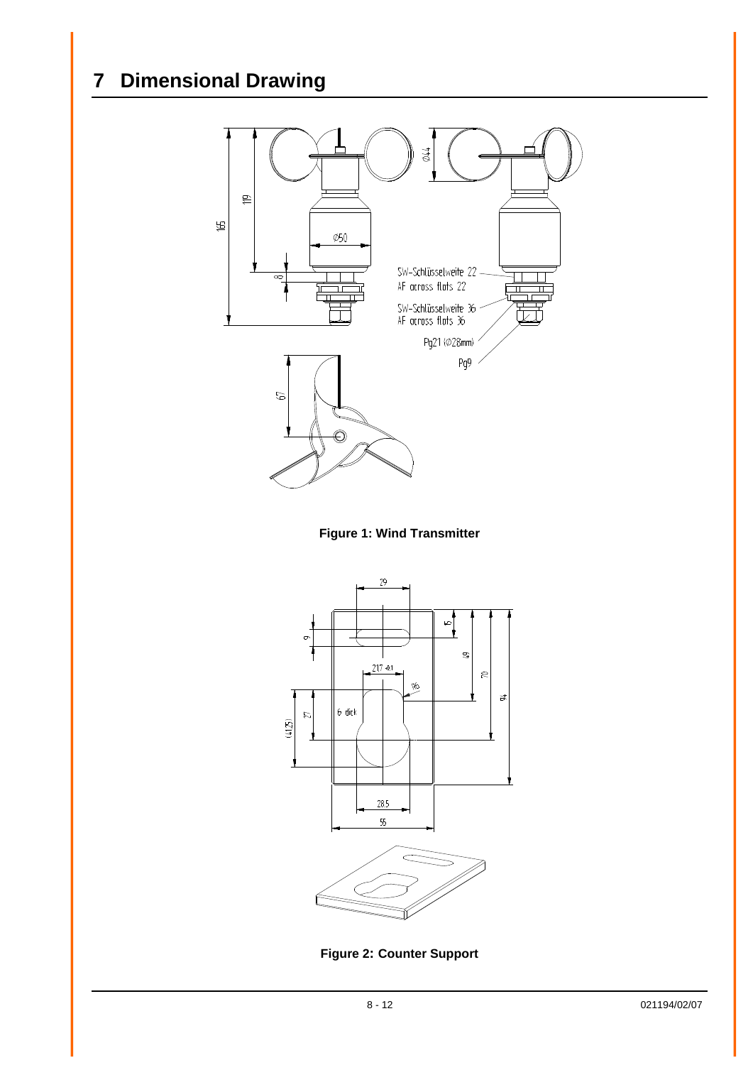# 7 Dimensional Drawing

165

119

8

Ø44

Ø50

SW-Schlüsselweite 22
AF across flats 22

SW-Schlüsselweite 36
AF across flats 36

Pg21 (Ø28mm)

Pg9

67

**Figure 1: Wind Transmitter**

29

9

5

49

70

94

21.7 +0.1

R6

6 dick

27

(41.25)

28.5

55

**Figure 2: Counter Support**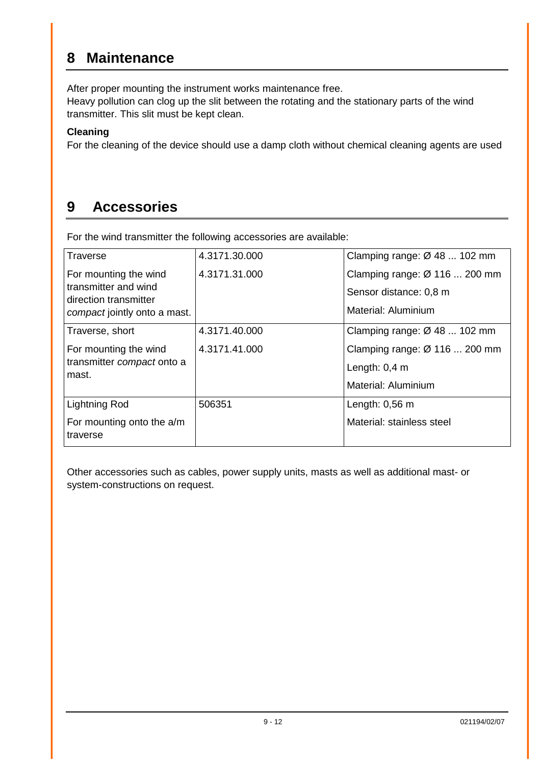# 8 Maintenance

After proper mounting the instrument works maintenance free.
Heavy pollution can clog up the slit between the rotating and the stationary parts of the wind transmitter. This slit must be kept clean.

**Cleaning**

For the cleaning of the device should use a damp cloth without chemical cleaning agents are used

# 9 Accessories

For the wind transmitter the following accessories are available:

| | | |
|---|---|---|
| Traverse<br><br>For mounting the wind transmitter and wind direction transmitter *compact* jointly onto a mast. | 4.3171.30.000<br><br>4.3171.31.000 | Clamping range: Ø 48 ... 102 mm<br><br>Clamping range: Ø 116 ... 200 mm<br><br>Sensor distance: 0,8 m<br><br>Material: Aluminium |
| Traverse, short<br><br>For mounting the wind transmitter *compact* onto a mast. | 4.3171.40.000<br><br>4.3171.41.000 | Clamping range: Ø 48 ... 102 mm<br><br>Clamping range: Ø 116 ... 200 mm<br><br>Length: 0,4 m<br><br>Material: Aluminium |
| Lightning Rod<br><br>For mounting onto the a/m traverse | 506351 | Length: 0,56 m<br><br>Material: stainless steel |

Other accessories such as cables, power supply units, masts as well as additional mast- or system-constructions on request.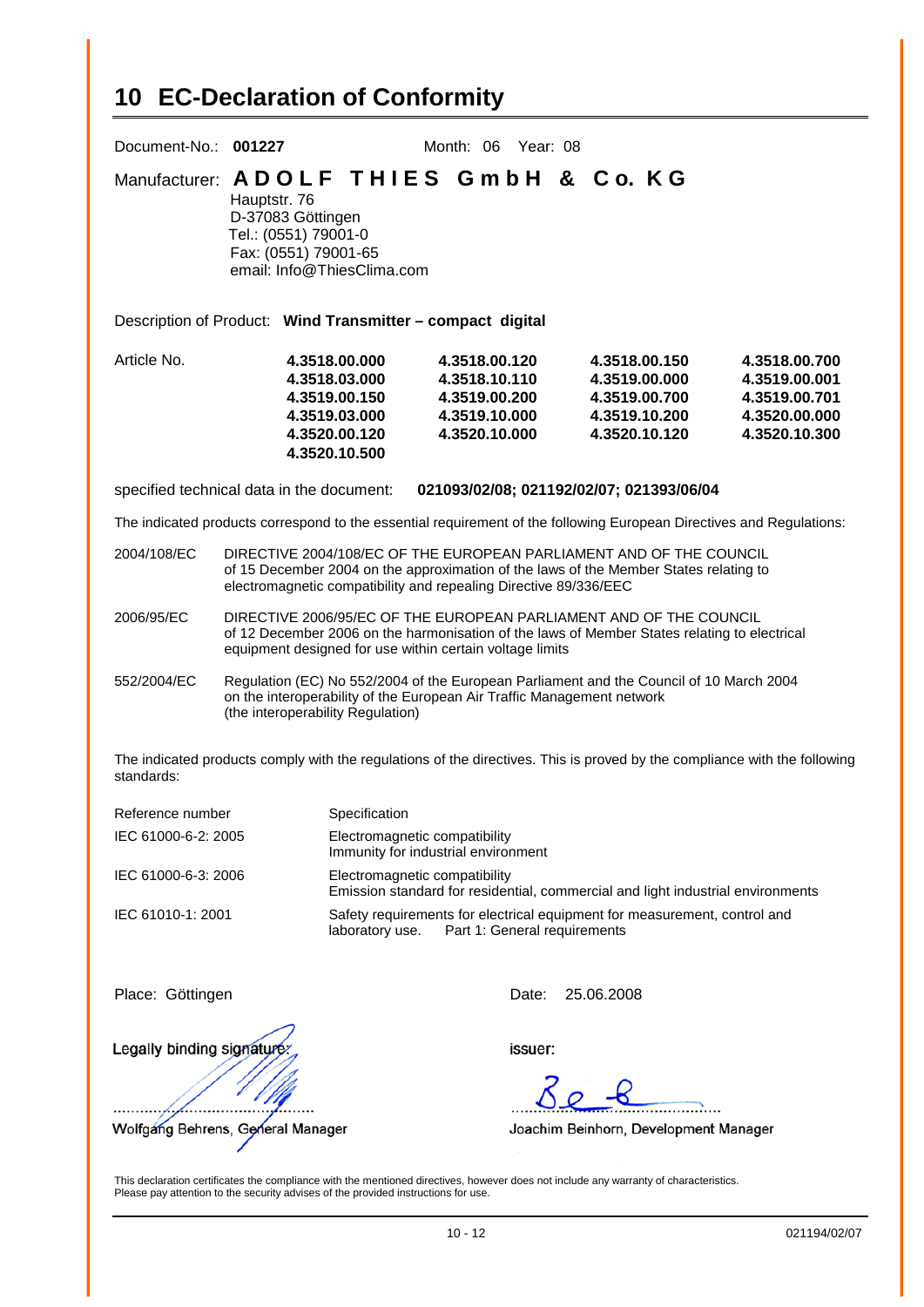# 10 EC-Declaration of Conformity

Document-No.: **001227** Month: 06 Year: 08

Manufacturer: **A D O L F T H I E S G m b H & C o. K G**
Hauptstr. 76
D-37083 Göttingen
Tel.: (0551) 79001-0
Fax: (0551) 79001-65
email: Info@ThiesClima.com

Description of Product: **Wind Transmitter – compact digital**

| Article No. | | | | |
|---|---|---|---|---|
| | **4.3518.00.000** | **4.3518.00.120** | **4.3518.00.150** | **4.3518.00.700** |
| | **4.3518.03.000** | **4.3518.10.110** | **4.3519.00.000** | **4.3519.00.001** |
| | **4.3519.00.150** | **4.3519.00.200** | **4.3519.00.700** | **4.3519.00.701** |
| | **4.3519.03.000** | **4.3519.10.000** | **4.3519.10.200** | **4.3520.00.000** |
| | **4.3520.00.120** | **4.3520.10.000** | **4.3520.10.120** | **4.3520.10.300** |
| | **4.3520.10.500** | | | |

specified technical data in the document: **021093/02/08; 021192/02/07; 021393/06/04**

The indicated products correspond to the essential requirement of the following European Directives and Regulations:

| | |
|---|---|
| 2004/108/EC | DIRECTIVE 2004/108/EC OF THE EUROPEAN PARLIAMENT AND OF THE COUNCIL of 15 December 2004 on the approximation of the laws of the Member States relating to electromagnetic compatibility and repealing Directive 89/336/EEC |
| 2006/95/EC | DIRECTIVE 2006/95/EC OF THE EUROPEAN PARLIAMENT AND OF THE COUNCIL of 12 December 2006 on the harmonisation of the laws of Member States relating to electrical equipment designed for use within certain voltage limits |
| 552/2004/EC | Regulation (EC) No 552/2004 of the European Parliament and the Council of 10 March 2004 on the interoperability of the European Air Traffic Management network (the interoperability Regulation) |

The indicated products comply with the regulations of the directives. This is proved by the compliance with the following standards:

| Reference number | Specification |
|---|---|
| IEC 61000-6-2: 2005 | Electromagnetic compatibility<br>Immunity for industrial environment |
| IEC 61000-6-3: 2006 | Electromagnetic compatibility<br>Emission standard for residential, commercial and light industrial environments |
| IEC 61010-1: 2001 | Safety requirements for electrical equipment for measurement, control and laboratory use. Part 1: General requirements |

Place: Göttingen Date: 25.06.2008

Legally binding signature: issuer:

Wolfgang Behrens, General Manager Joachim Beinhorn, Development Manager

This declaration certificates the compliance with the mentioned directives, however does not include any warranty of characteristics.
Please pay attention to the security advises of the provided instructions for use.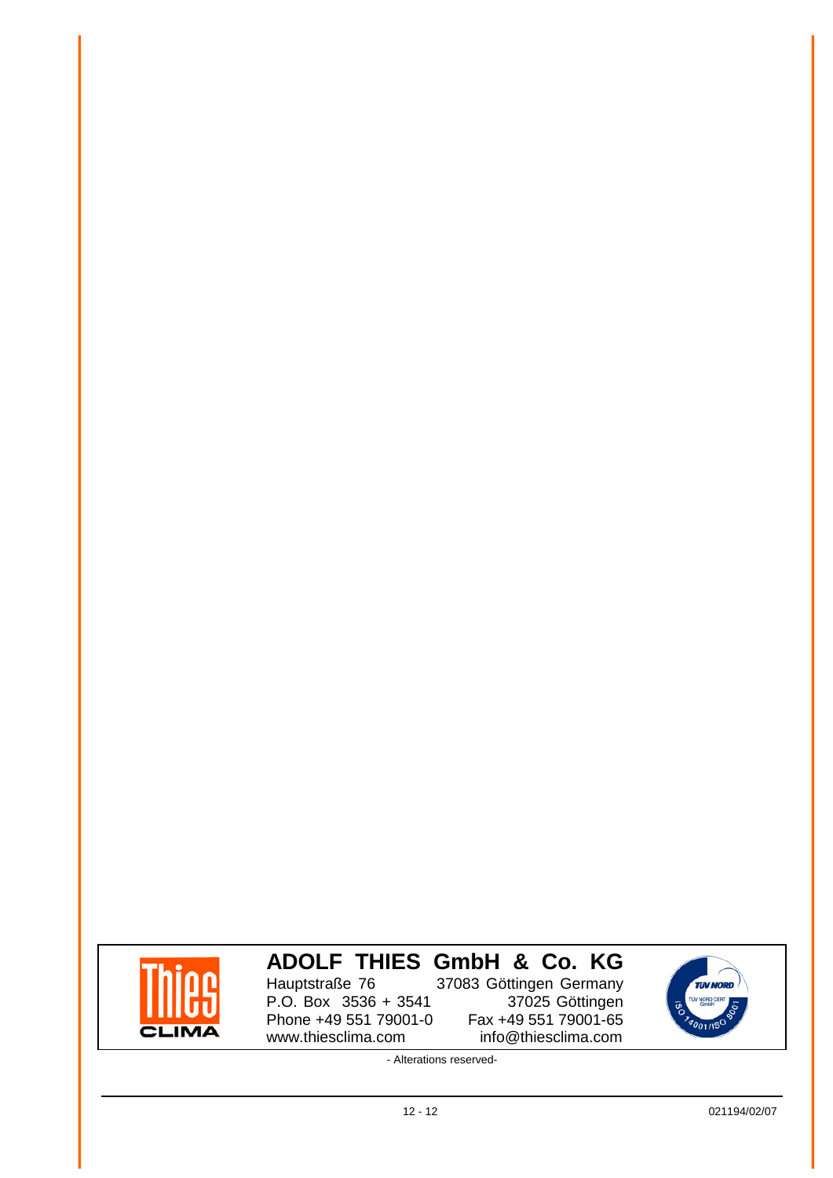**ADOLF THIES GmbH & Co. KG**

Hauptstraße 76 37083 Göttingen Germany
P.O. Box 3536 + 3541 37025 Göttingen
Phone +49 551 79001-0 Fax +49 551 79001-65
www.thiesclima.com info@thiesclima.com

- Alterations reserved-

021194/02/07